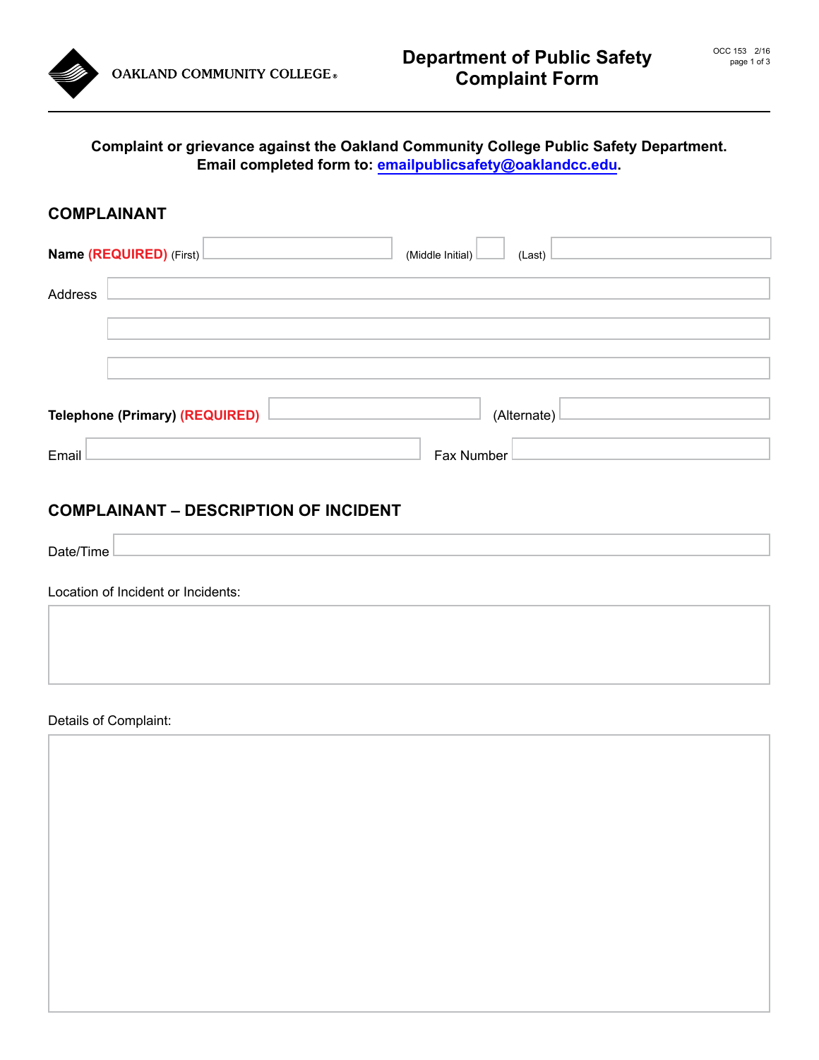OAKLAND COMMUNITY COLLEGE®

# Department of Public Safety Complaint Form

OCC 153 2/16

**Complaint or grievance against the Oakland Community College Public Safety Department.**
**Email completed form to: emailpublicsafety@oaklandcc.edu.**

## COMPLAINANT

**Name (REQUIRED)** (First) (Middle Initial) (Last)

Address

**Telephone (Primary) (REQUIRED)** (Alternate)

Email Fax Number

## COMPLAINANT – DESCRIPTION OF INCIDENT

Date/Time

Location of Incident or Incidents:

Details of Complaint: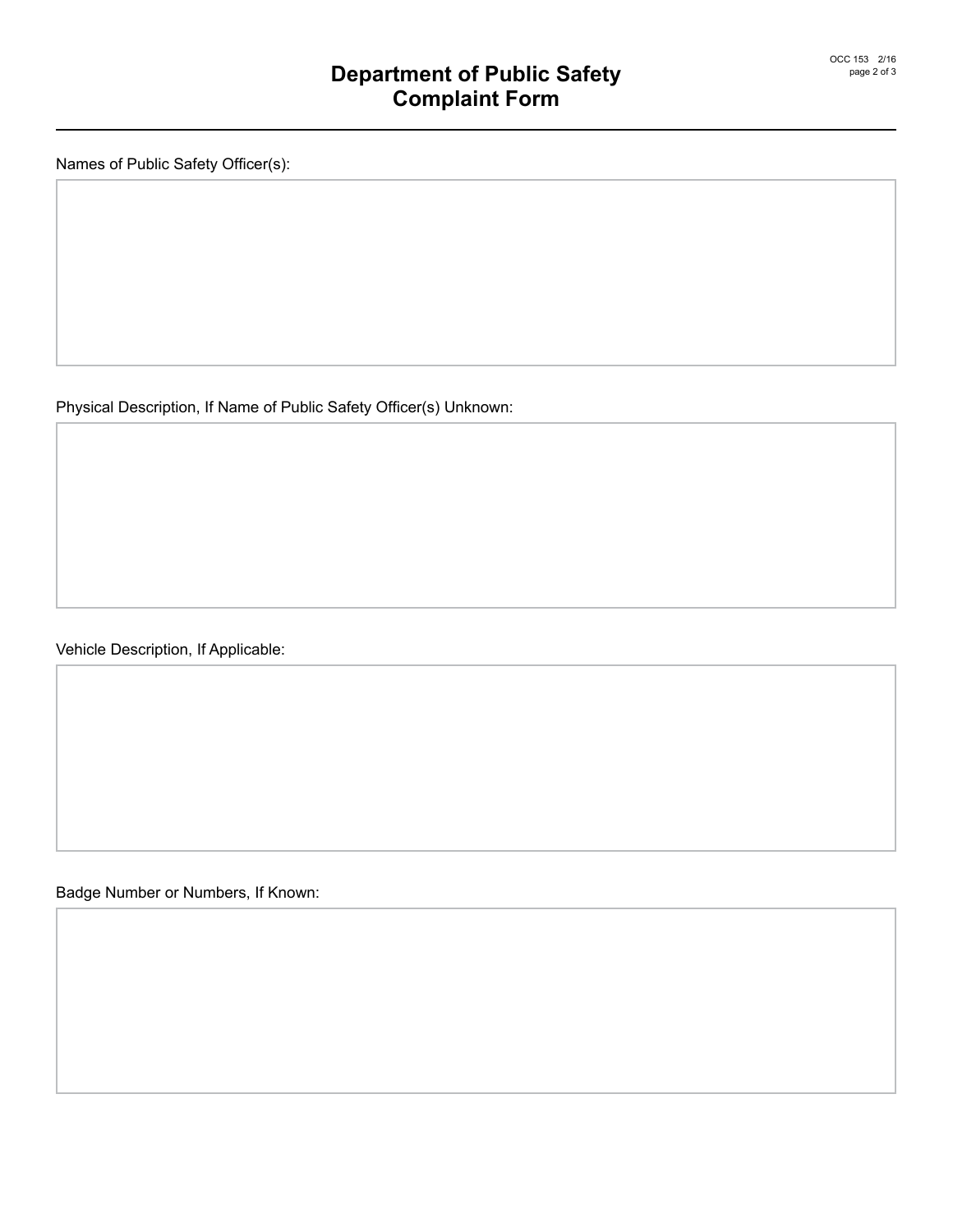# Department of Public Safety
# Complaint Form

Names of Public Safety Officer(s):

Physical Description, If Name of Public Safety Officer(s) Unknown:

Vehicle Description, If Applicable:

Badge Number or Numbers, If Known: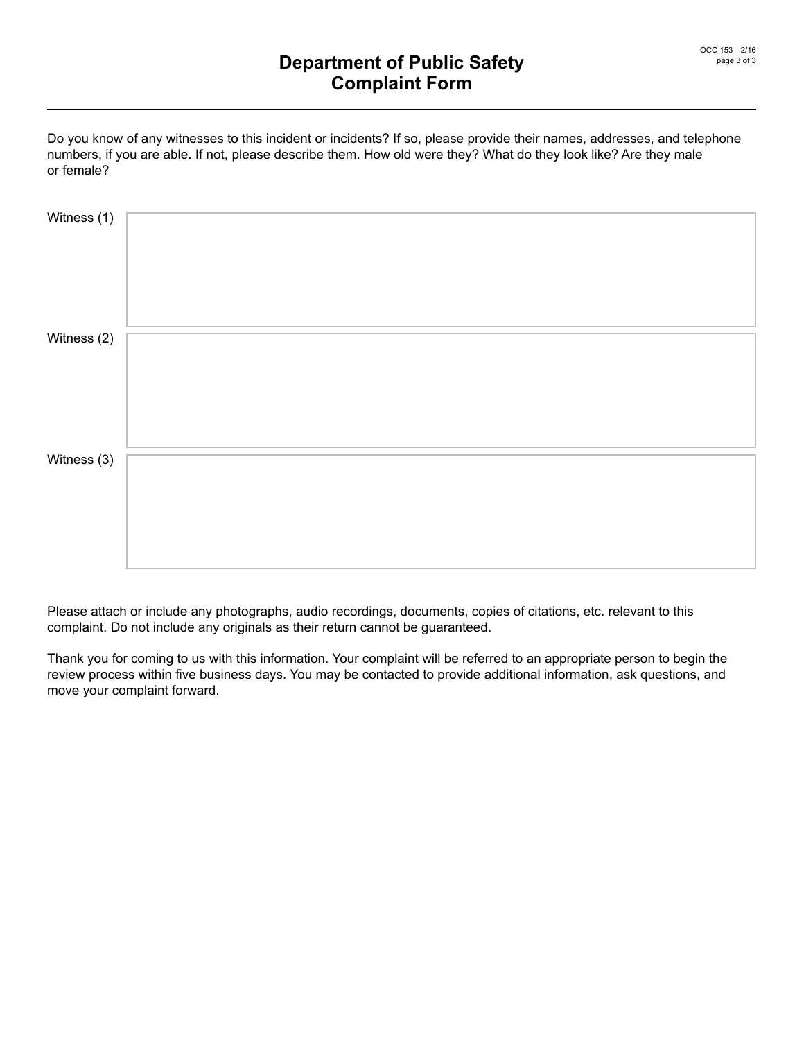# Department of Public Safety
## Complaint Form

Do you know of any witnesses to this incident or incidents? If so, please provide their names, addresses, and telephone numbers, if you are able. If not, please describe them. How old were they? What do they look like? Are they male or female?

Witness (1)

Witness (2)

Witness (3)

Please attach or include any photographs, audio recordings, documents, copies of citations, etc. relevant to this complaint. Do not include any originals as their return cannot be guaranteed.

Thank you for coming to us with this information. Your complaint will be referred to an appropriate person to begin the review process within five business days. You may be contacted to provide additional information, ask questions, and move your complaint forward.